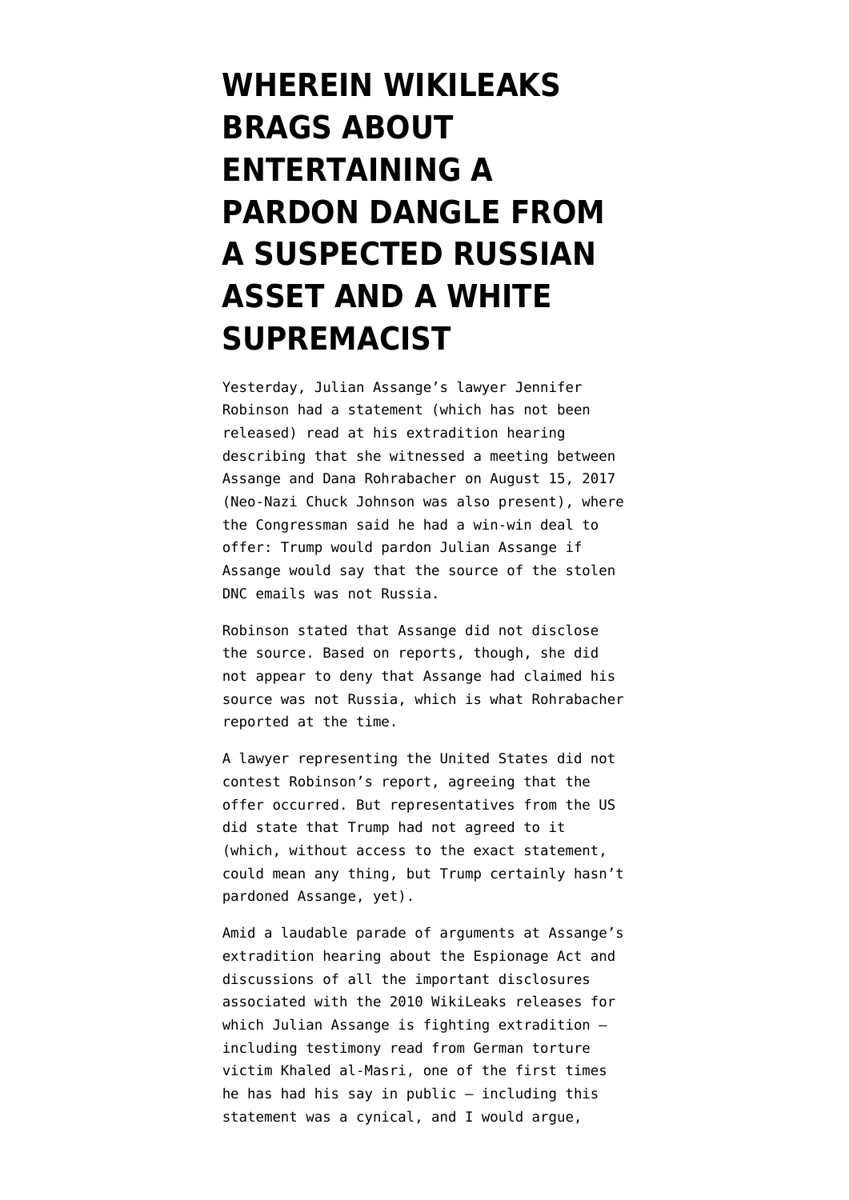# WHEREIN WIKILEAKS BRAGS ABOUT ENTERTAINING A PARDON DANGLE FROM A SUSPECTED RUSSIAN ASSET AND A WHITE SUPREMACIST

Yesterday, Julian Assange's lawyer Jennifer Robinson had a statement (which has not been released) read at his extradition hearing describing that she witnessed a meeting between Assange and Dana Rohrabacher on August 15, 2017 (Neo-Nazi Chuck Johnson was also present), where the Congressman said he had a win-win deal to offer: Trump would pardon Julian Assange if Assange would say that the source of the stolen DNC emails was not Russia.

Robinson stated that Assange did not disclose the source. Based on reports, though, she did not appear to deny that Assange had claimed his source was not Russia, which is what Rohrabacher reported at the time.

A lawyer representing the United States did not contest Robinson's report, agreeing that the offer occurred. But representatives from the US did state that Trump had not agreed to it (which, without access to the exact statement, could mean any thing, but Trump certainly hasn't pardoned Assange, yet).

Amid a laudable parade of arguments at Assange's extradition hearing about the Espionage Act and discussions of all the important disclosures associated with the 2010 WikiLeaks releases for which Julian Assange is fighting extradition — including testimony read from German torture victim Khaled al-Masri, one of the first times he has had his say in public — including this statement was a cynical, and I would argue,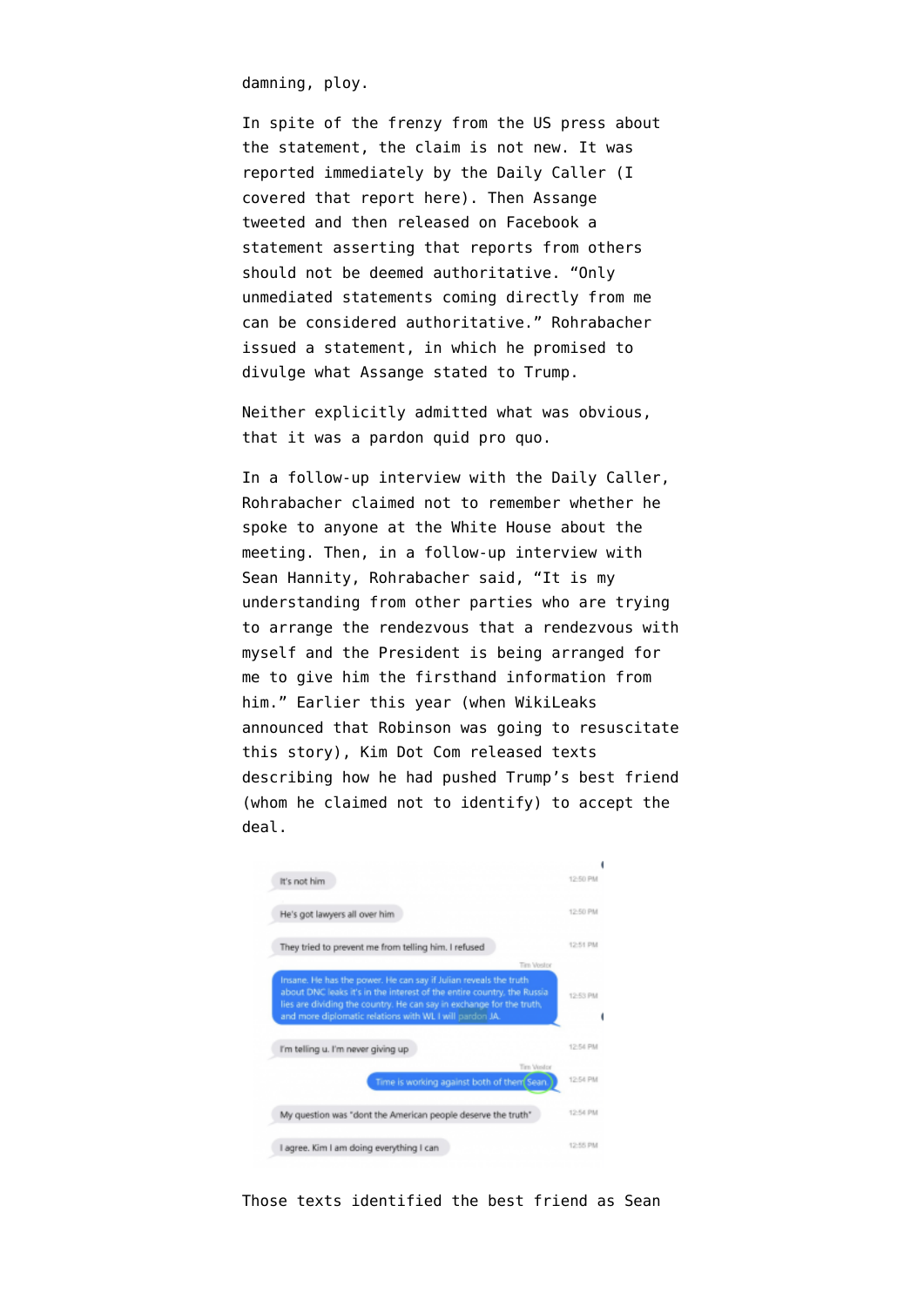damning, ploy.

In spite of the frenzy from the US press about the statement, the claim is not new. It was reported immediately by the Daily Caller (I covered that report here). Then Assange tweeted and then released on Facebook a statement asserting that reports from others should not be deemed authoritative. "Only unmediated statements coming directly from me can be considered authoritative." Rohrabacher issued a statement, in which he promised to divulge what Assange stated to Trump.

Neither explicitly admitted what was obvious, that it was a pardon quid pro quo.

In a follow-up interview with the Daily Caller, Rohrabacher claimed not to remember whether he spoke to anyone at the White House about the meeting. Then, in a follow-up interview with Sean Hannity, Rohrabacher said, "It is my understanding from other parties who are trying to arrange the rendezvous that a rendezvous with myself and the President is being arranged for me to give him the firsthand information from him." Earlier this year (when WikiLeaks announced that Robinson was going to resuscitate this story), Kim Dot Com released texts describing how he had pushed Trump's best friend (whom he claimed not to identify) to accept the deal.

It's not him — 12:50 PM

He's got lawyers all over him — 12:50 PM

They tried to prevent me from telling him. I refused — 12:51 PM

Tim Vendor: Insane. He has the power. He can say if Julian reveals the truth about DNC leaks it's in the interest of the entire country, the Russia lies are dividing the country. He can say in exchange for the truth, and more diplomatic relations with WL I will pardon JA. — 12:53 PM

I'm telling u. I'm never giving up — 12:54 PM

Tim Vendor: Time is working against both of them Sean. — 12:54 PM

My question was "dont the American people deserve the truth" — 12:54 PM

I agree. Kim I am doing everything I can — 12:55 PM

Those texts identified the best friend as Sean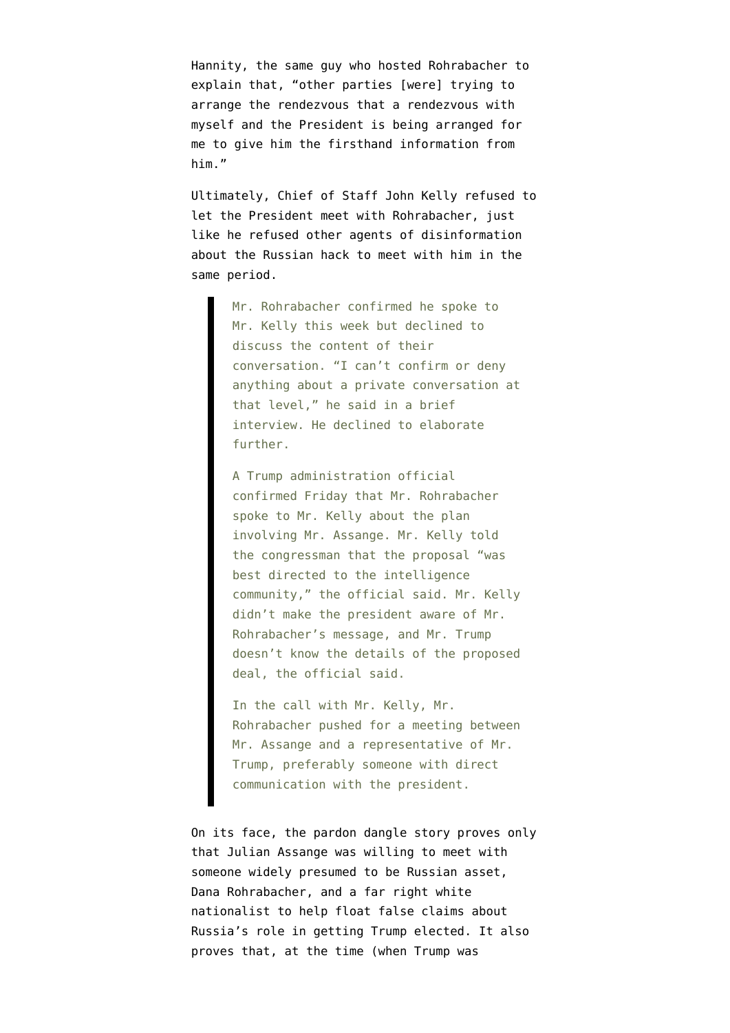Hannity, the same guy who hosted Rohrabacher to explain that, "other parties [were] trying to arrange the rendezvous that a rendezvous with myself and the President is being arranged for me to give him the firsthand information from him."

Ultimately, Chief of Staff John Kelly refused to let the President meet with Rohrabacher, just like he refused other agents of disinformation about the Russian hack to meet with him in the same period.

> Mr. Rohrabacher confirmed he spoke to Mr. Kelly this week but declined to discuss the content of their conversation. "I can't confirm or deny anything about a private conversation at that level," he said in a brief interview. He declined to elaborate further.
>
> A Trump administration official confirmed Friday that Mr. Rohrabacher spoke to Mr. Kelly about the plan involving Mr. Assange. Mr. Kelly told the congressman that the proposal "was best directed to the intelligence community," the official said. Mr. Kelly didn't make the president aware of Mr. Rohrabacher's message, and Mr. Trump doesn't know the details of the proposed deal, the official said.
>
> In the call with Mr. Kelly, Mr. Rohrabacher pushed for a meeting between Mr. Assange and a representative of Mr. Trump, preferably someone with direct communication with the president.

On its face, the pardon dangle story proves only that Julian Assange was willing to meet with someone widely presumed to be Russian asset, Dana Rohrabacher, and a far right white nationalist to help float false claims about Russia's role in getting Trump elected. It also proves that, at the time (when Trump was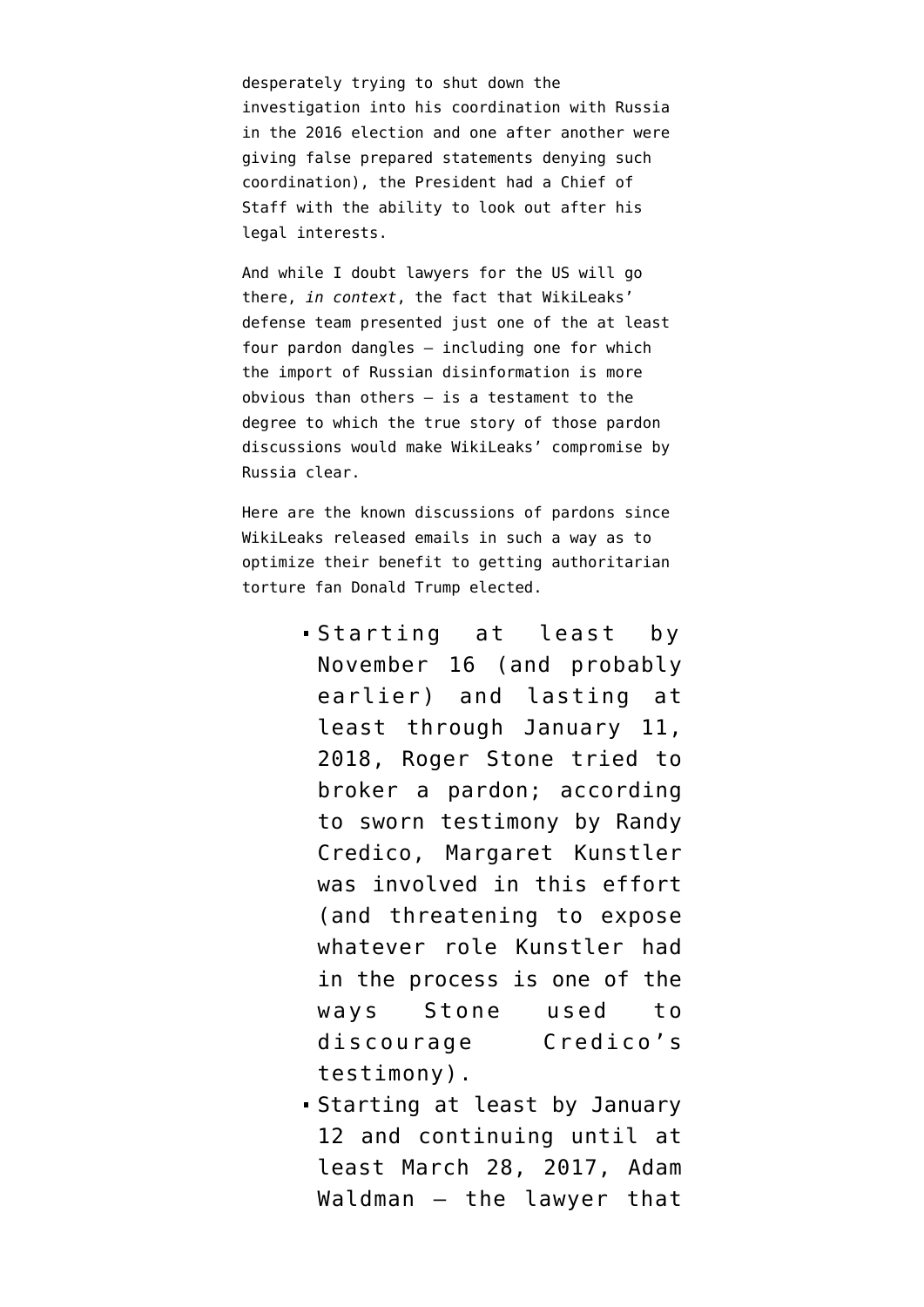desperately trying to shut down the investigation into his coordination with Russia in the 2016 election and one after another were giving false prepared statements denying such coordination), the President had a Chief of Staff with the ability to look out after his legal interests.

And while I doubt lawyers for the US will go there, *in context*, the fact that WikiLeaks' defense team presented just one of the at least four pardon dangles — including one for which the import of Russian disinformation is more obvious than others — is a testament to the degree to which the true story of those pardon discussions would make WikiLeaks' compromise by Russia clear.

Here are the known discussions of pardons since WikiLeaks released emails in such a way as to optimize their benefit to getting authoritarian torture fan Donald Trump elected.

- Starting at least by November 16 (and probably earlier) and lasting at least through January 11, 2018, Roger Stone tried to broker a pardon; according to sworn testimony by Randy Credico, Margaret Kunstler was involved in this effort (and threatening to expose whatever role Kunstler had in the process is one of the ways Stone used to discourage Credico's testimony).
- Starting at least by January 12 and continuing until at least March 28, 2017, Adam Waldman — the lawyer that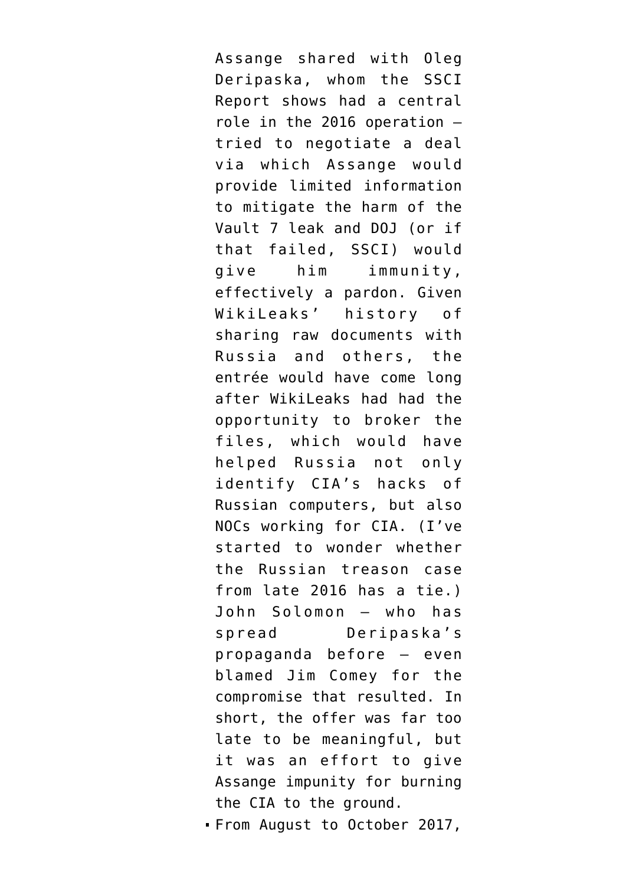Assange shared with Oleg Deripaska, whom the SSCI Report shows had a central role in the 2016 operation — tried to negotiate a deal via which Assange would provide limited information to mitigate the harm of the Vault 7 leak and DOJ (or if that failed, SSCI) would give him immunity, effectively a pardon. Given WikiLeaks' history of sharing raw documents with Russia and others, the entrée would have come long after WikiLeaks had had the opportunity to broker the files, which would have helped Russia not only identify CIA's hacks of Russian computers, but also NOCs working for CIA. (I've started to wonder whether the Russian treason case from late 2016 has a tie.) John Solomon — who has spread Deripaska's propaganda before — even blamed Jim Comey for the compromise that resulted. In short, the offer was far too late to be meaningful, but it was an effort to give Assange impunity for burning the CIA to the ground.

- From August to October 2017,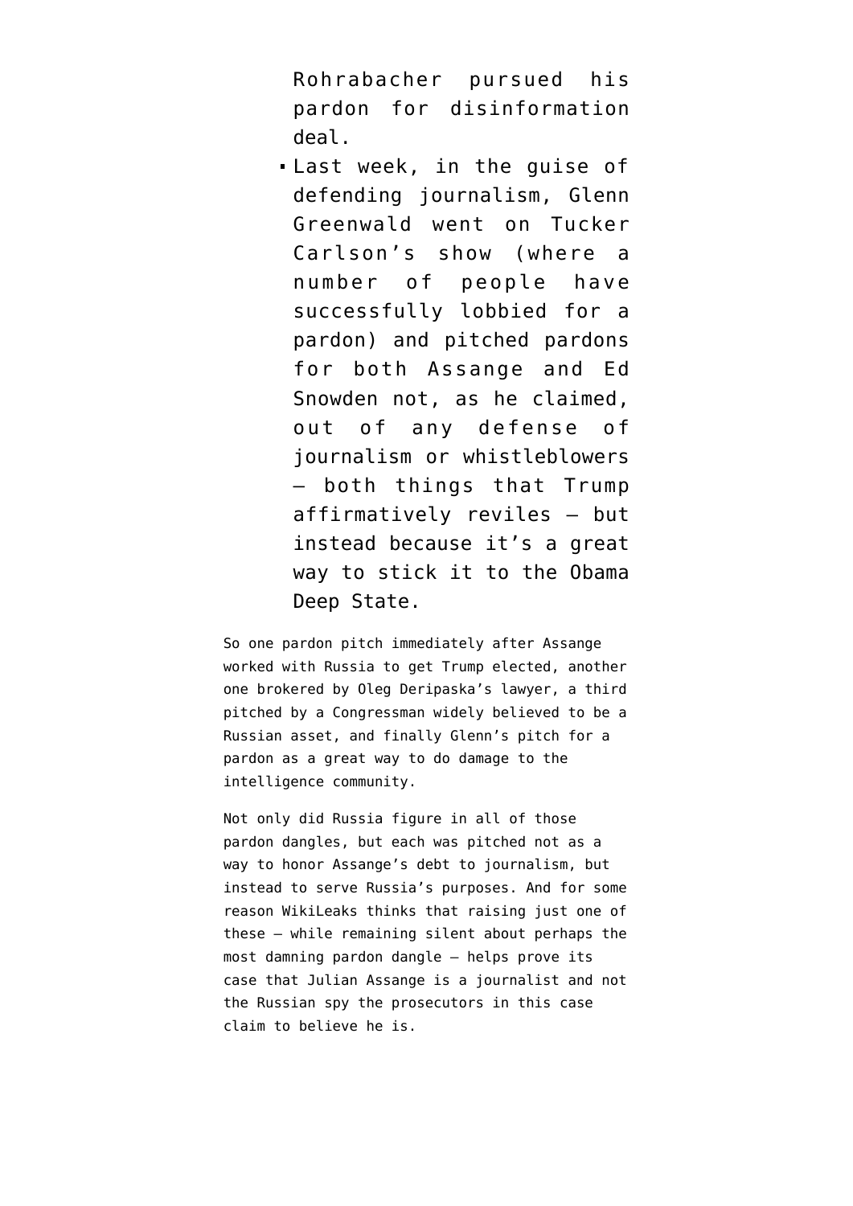Rohrabacher pursued his pardon for disinformation deal.

- Last week, in the guise of defending journalism, Glenn Greenwald went on Tucker Carlson's show (where a number of people have successfully lobbied for a pardon) and pitched pardons for both Assange and Ed Snowden not, as he claimed, out of any defense of journalism or whistleblowers — both things that Trump affirmatively reviles — but instead because it's a great way to stick it to the Obama Deep State.

So one pardon pitch immediately after Assange worked with Russia to get Trump elected, another one brokered by Oleg Deripaska's lawyer, a third pitched by a Congressman widely believed to be a Russian asset, and finally Glenn's pitch for a pardon as a great way to do damage to the intelligence community.

Not only did Russia figure in all of those pardon dangles, but each was pitched not as a way to honor Assange's debt to journalism, but instead to serve Russia's purposes. And for some reason WikiLeaks thinks that raising just one of these — while remaining silent about perhaps the most damning pardon dangle — helps prove its case that Julian Assange is a journalist and not the Russian spy the prosecutors in this case claim to believe he is.